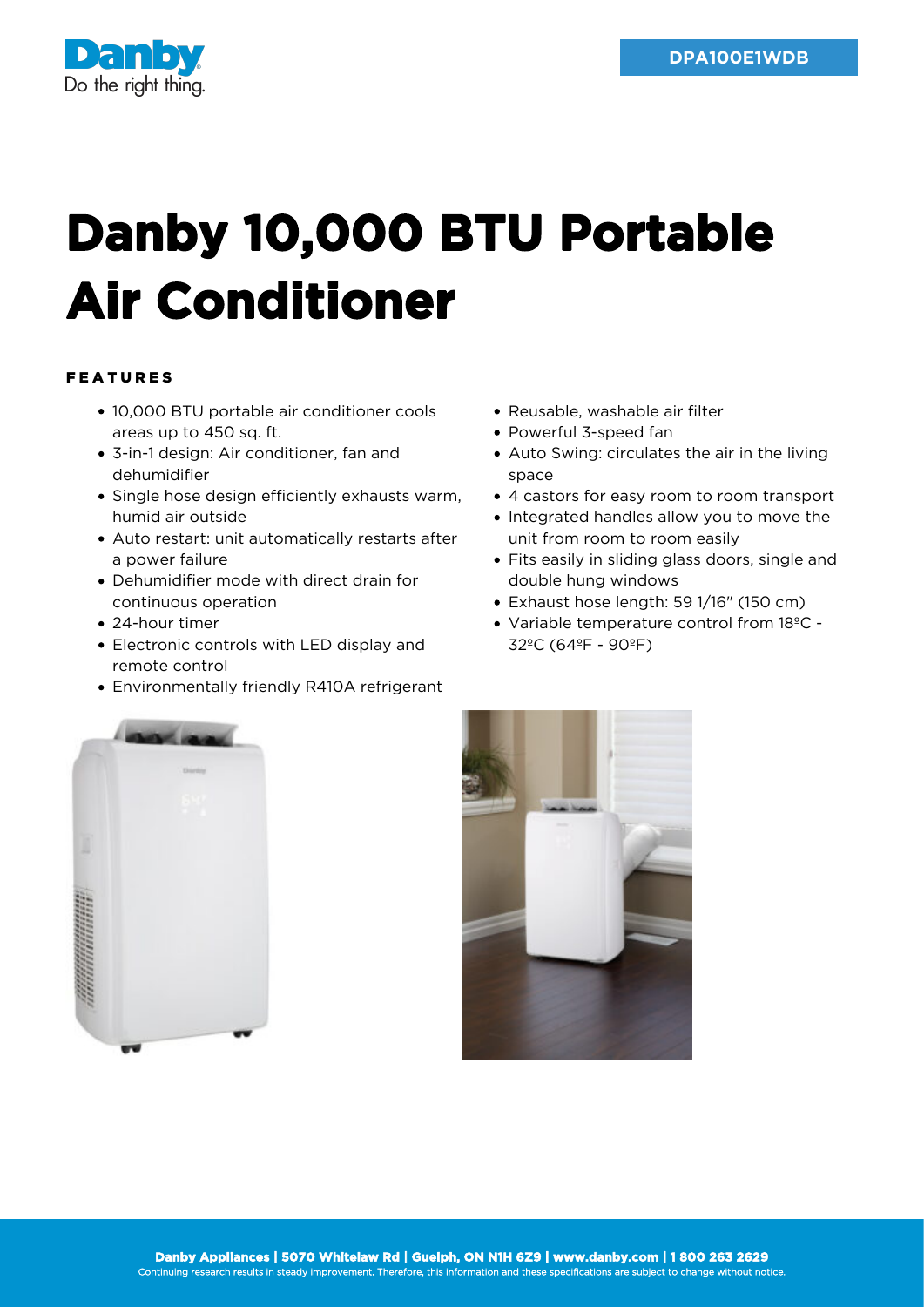Danby
Do the right thing.

DPA100E1WDB

# Danby 10,000 BTU Portable Air Conditioner

## FEATURES

- 10,000 BTU portable air conditioner cools areas up to 450 sq. ft.
- 3-in-1 design: Air conditioner, fan and dehumidifier
- Single hose design efficiently exhausts warm, humid air outside
- Auto restart: unit automatically restarts after a power failure
- Dehumidifier mode with direct drain for continuous operation
- 24-hour timer
- Electronic controls with LED display and remote control
- Environmentally friendly R410A refrigerant
- Reusable, washable air filter
- Powerful 3-speed fan
- Auto Swing: circulates the air in the living space
- 4 castors for easy room to room transport
- Integrated handles allow you to move the unit from room to room easily
- Fits easily in sliding glass doors, single and double hung windows
- Exhaust hose length: 59 1/16" (150 cm)
- Variable temperature control from 18ºC - 32ºC (64ºF - 90ºF)

**Danby Appliances | 5070 Whitelaw Rd | Guelph, ON N1H 6Z9 | www.danby.com | 1 800 263 2629**
Continuing research results in steady improvement. Therefore, this information and these specifications are subject to change without notice.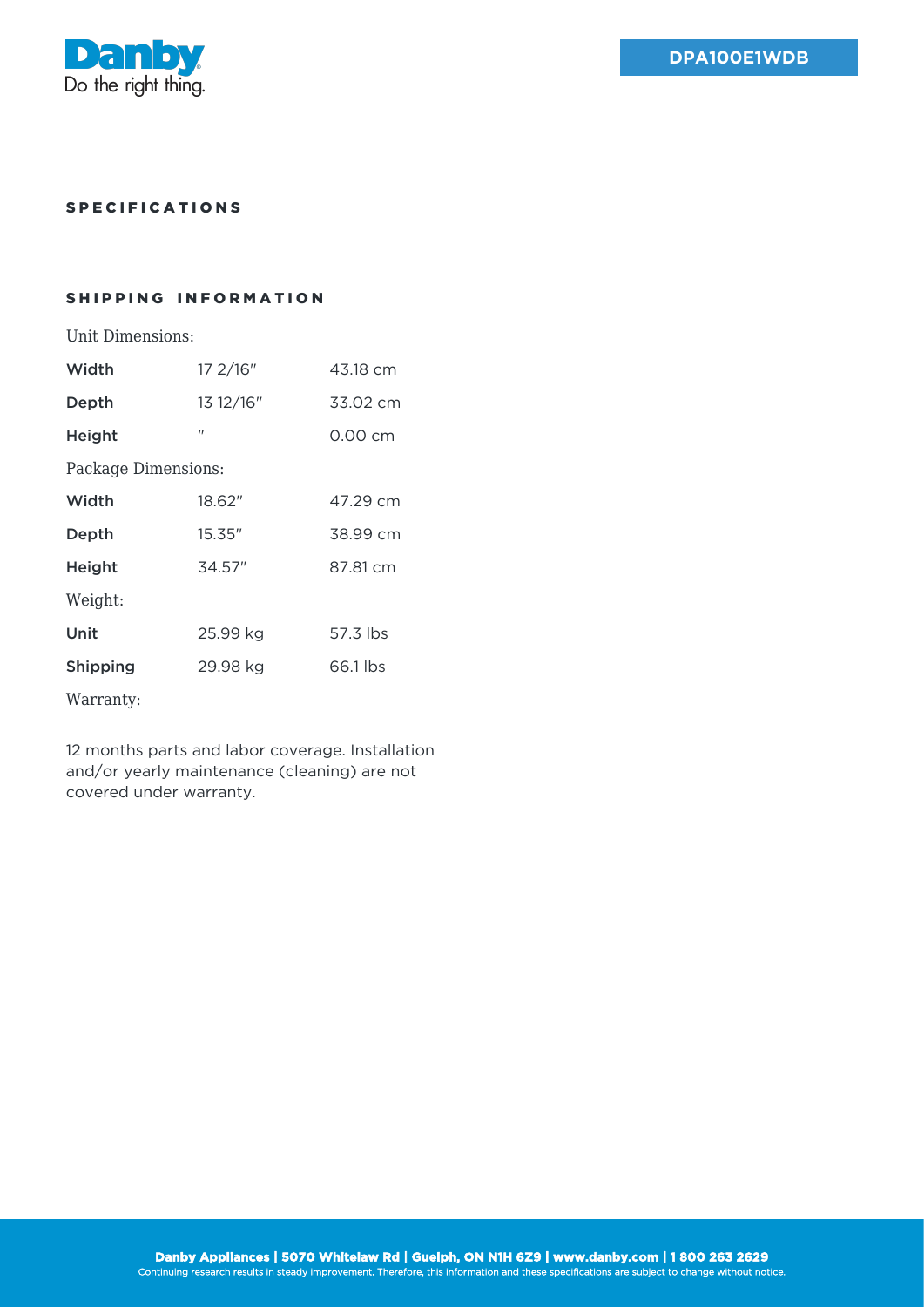Danby
Do the right thing.

DPA100E1WDB

## SPECIFICATIONS

### SHIPPING INFORMATION

Unit Dimensions:

| | | |
|---|---|---|
| **Width** | 17 2/16″ | 43.18 cm |
| **Depth** | 13 12/16″ | 33.02 cm |
| **Height** | ″ | 0.00 cm |

Package Dimensions:

| | | |
|---|---|---|
| **Width** | 18.62″ | 47.29 cm |
| **Depth** | 15.35″ | 38.99 cm |
| **Height** | 34.57″ | 87.81 cm |

Weight:

| | | |
|---|---|---|
| **Unit** | 25.99 kg | 57.3 lbs |
| **Shipping** | 29.98 kg | 66.1 lbs |

Warranty:

12 months parts and labor coverage. Installation and/or yearly maintenance (cleaning) are not covered under warranty.

**Danby Appliances | 5070 Whitelaw Rd | Guelph, ON N1H 6Z9 | www.danby.com | 1 800 263 2629**
Continuing research results in steady improvement. Therefore, this information and these specifications are subject to change without notice.